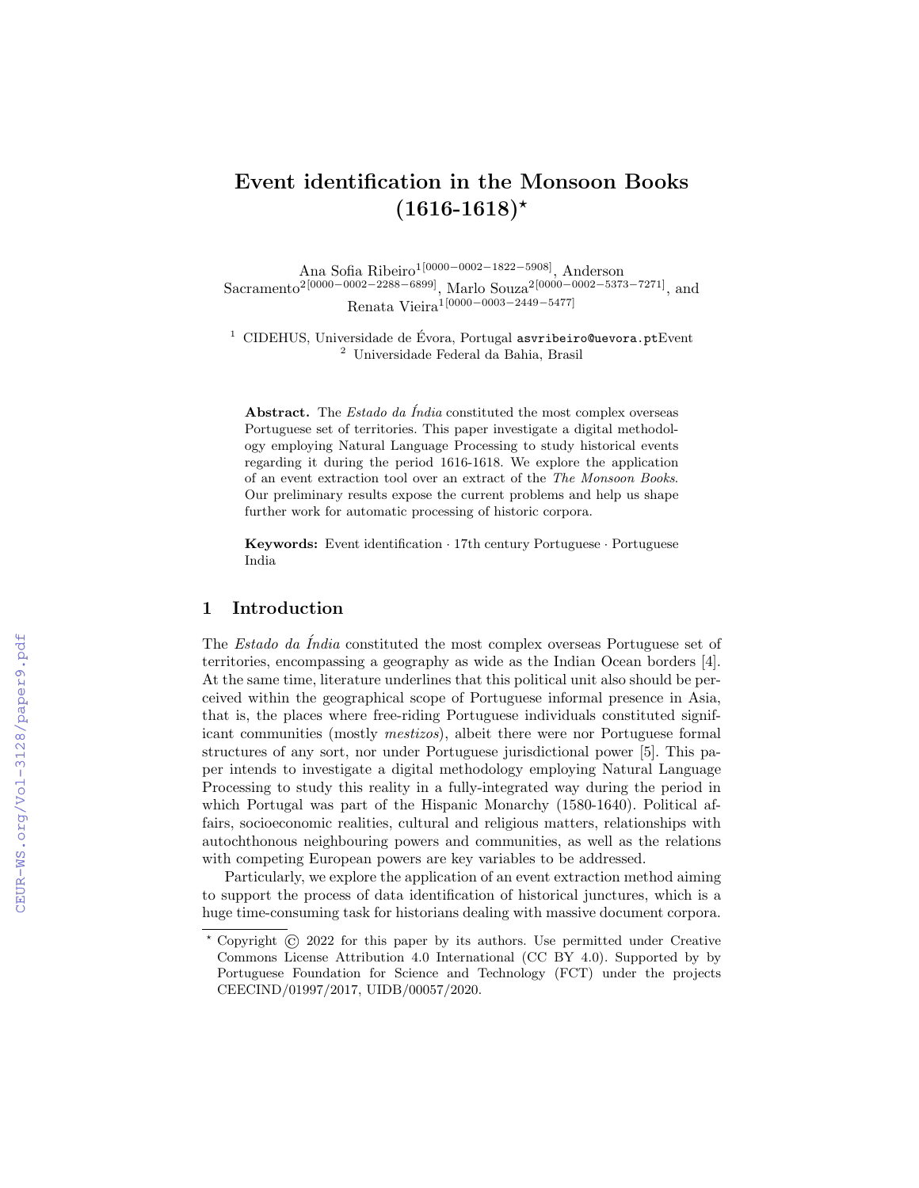# Event identification in the Monsoon Books (1616-1618)*

Ana Sofia Ribeiro[1[0000-0002-1822-5908]], Anderson Sacramento[2[0000-0002-2288-6899]], Marlo Souza[2[0000-0002-5373-7271]], and Renata Vieira[1[0000-0003-2449-5477]]

[1] CIDEHUS, Universidade de Évora, Portugal asvribeiro@uevora.ptEvent
[2] Universidade Federal da Bahia, Brasil

**Abstract.** The *Estado da Índia* constituted the most complex overseas Portuguese set of territories. This paper investigate a digital methodology employing Natural Language Processing to study historical events regarding it during the period 1616-1618. We explore the application of an event extraction tool over an extract of the *The Monsoon Books*. Our preliminary results expose the current problems and help us shape further work for automatic processing of historic corpora.

**Keywords:** Event identification · 17th century Portuguese · Portuguese India

## 1 Introduction

The *Estado da Índia* constituted the most complex overseas Portuguese set of territories, encompassing a geography as wide as the Indian Ocean borders [4]. At the same time, literature underlines that this political unit also should be perceived within the geographical scope of Portuguese informal presence in Asia, that is, the places where free-riding Portuguese individuals constituted significant communities (mostly *mestizos*), albeit there were nor Portuguese formal structures of any sort, nor under Portuguese jurisdictional power [5]. This paper intends to investigate a digital methodology employing Natural Language Processing to study this reality in a fully-integrated way during the period in which Portugal was part of the Hispanic Monarchy (1580-1640). Political affairs, socioeconomic realities, cultural and religious matters, relationships with autochthonous neighbouring powers and communities, as well as the relations with competing European powers are key variables to be addressed.

Particularly, we explore the application of an event extraction method aiming to support the process of data identification of historical junctures, which is a huge time-consuming task for historians dealing with massive document corpora.

* Copyright © 2022 for this paper by its authors. Use permitted under Creative Commons License Attribution 4.0 International (CC BY 4.0). Supported by by Portuguese Foundation for Science and Technology (FCT) under the projects CEECIND/01997/2017, UIDB/00057/2020.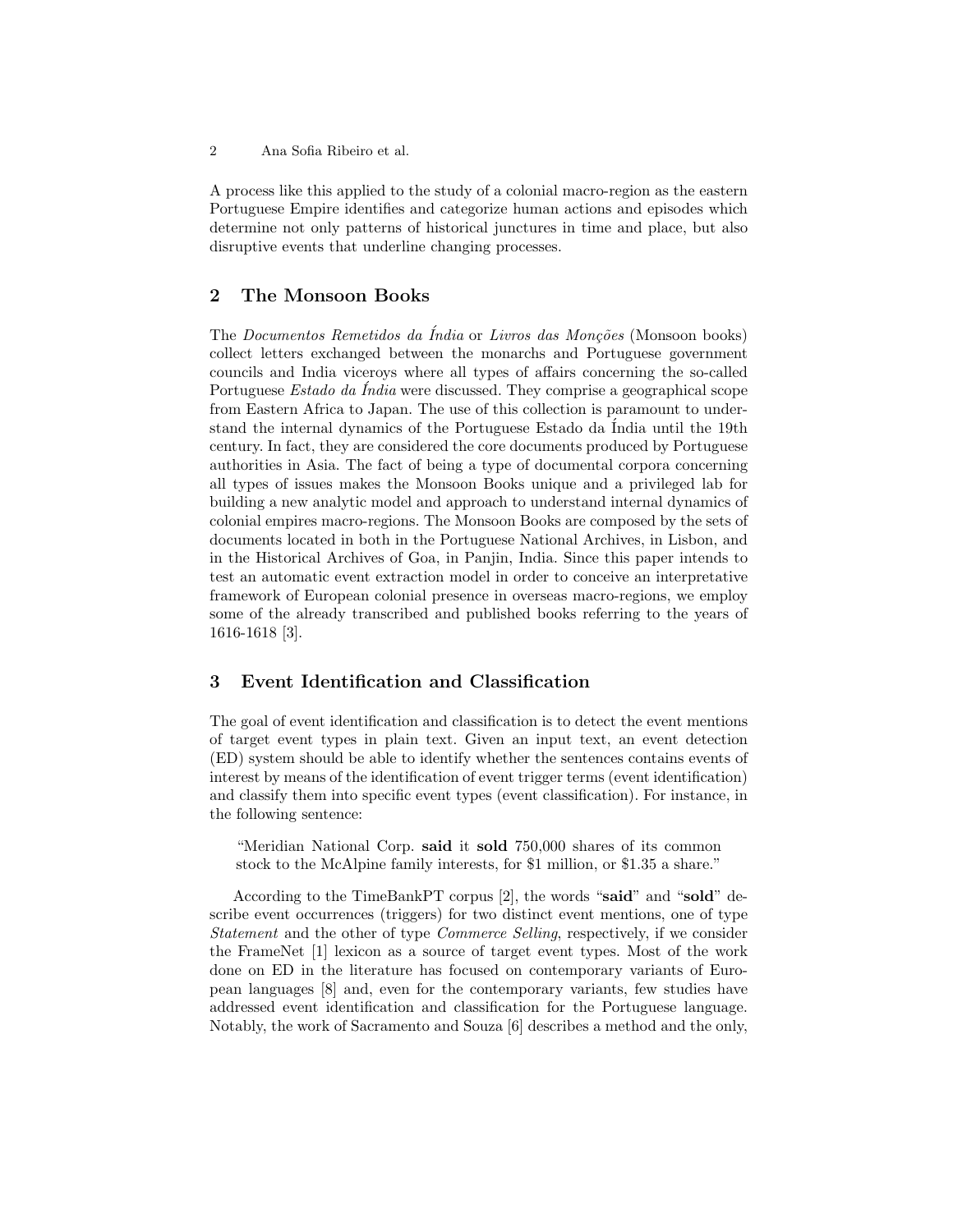A process like this applied to the study of a colonial macro-region as the eastern Portuguese Empire identifies and categorize human actions and episodes which determine not only patterns of historical junctures in time and place, but also disruptive events that underline changing processes.

## 2 The Monsoon Books

The *Documentos Remetidos da Índia* or *Livros das Monções* (Monsoon books) collect letters exchanged between the monarchs and Portuguese government councils and India viceroys where all types of affairs concerning the so-called Portuguese *Estado da Índia* were discussed. They comprise a geographical scope from Eastern Africa to Japan. The use of this collection is paramount to understand the internal dynamics of the Portuguese Estado da Índia until the 19th century. In fact, they are considered the core documents produced by Portuguese authorities in Asia. The fact of being a type of documental corpora concerning all types of issues makes the Monsoon Books unique and a privileged lab for building a new analytic model and approach to understand internal dynamics of colonial empires macro-regions. The Monsoon Books are composed by the sets of documents located in both in the Portuguese National Archives, in Lisbon, and in the Historical Archives of Goa, in Panjin, India. Since this paper intends to test an automatic event extraction model in order to conceive an interpretative framework of European colonial presence in overseas macro-regions, we employ some of the already transcribed and published books referring to the years of 1616-1618 [3].

## 3 Event Identification and Classification

The goal of event identification and classification is to detect the event mentions of target event types in plain text. Given an input text, an event detection (ED) system should be able to identify whether the sentences contains events of interest by means of the identification of event trigger terms (event identification) and classify them into specific event types (event classification). For instance, in the following sentence:

> "Meridian National Corp. **said** it **sold** 750,000 shares of its common stock to the McAlpine family interests, for $1 million, or $1.35 a share."

According to the TimeBankPT corpus [2], the words "**said**" and "**sold**" describe event occurrences (triggers) for two distinct event mentions, one of type *Statement* and the other of type *Commerce Selling*, respectively, if we consider the FrameNet [1] lexicon as a source of target event types. Most of the work done on ED in the literature has focused on contemporary variants of European languages [8] and, even for the contemporary variants, few studies have addressed event identification and classification for the Portuguese language. Notably, the work of Sacramento and Souza [6] describes a method and the only,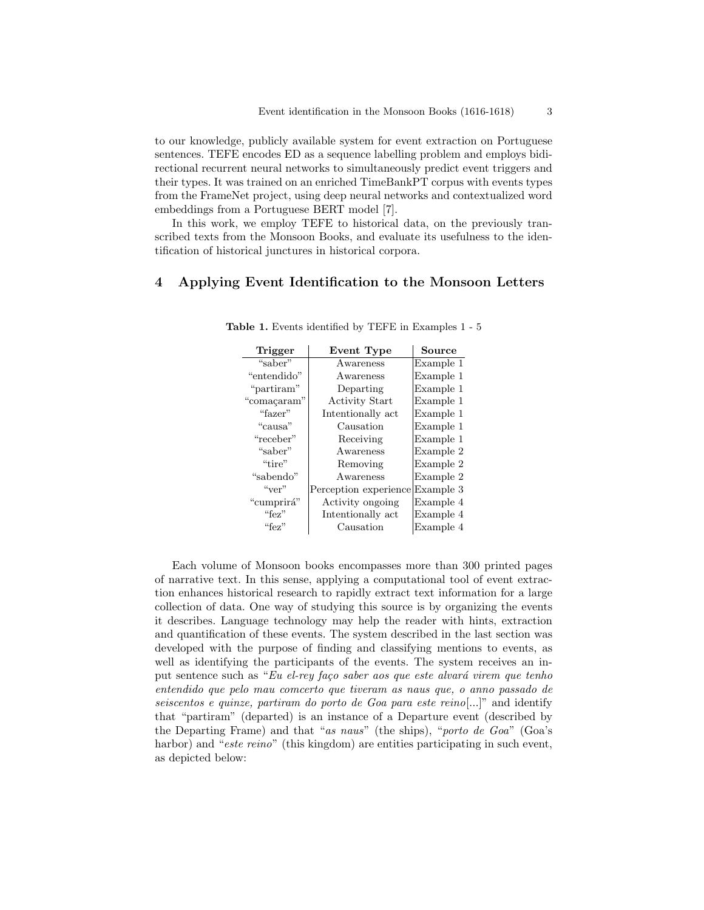to our knowledge, publicly available system for event extraction on Portuguese sentences. TEFE encodes ED as a sequence labelling problem and employs bidirectional recurrent neural networks to simultaneously predict event triggers and their types. It was trained on an enriched TimeBankPT corpus with events types from the FrameNet project, using deep neural networks and contextualized word embeddings from a Portuguese BERT model [7].

In this work, we employ TEFE to historical data, on the previously transcribed texts from the Monsoon Books, and evaluate its usefulness to the identification of historical junctures in historical corpora.

## 4 Applying Event Identification to the Monsoon Letters

**Table 1.** Events identified by TEFE in Examples 1 - 5

| Trigger | Event Type | Source |
|---|---|---|
| "saber" | Awareness | Example 1 |
| "entendido" | Awareness | Example 1 |
| "partiram" | Departing | Example 1 |
| "comaçaram" | Activity Start | Example 1 |
| "fazer" | Intentionally act | Example 1 |
| "causa" | Causation | Example 1 |
| "receber" | Receiving | Example 1 |
| "saber" | Awareness | Example 2 |
| "tire" | Removing | Example 2 |
| "sabendo" | Awareness | Example 2 |
| "ver" | Perception experience | Example 3 |
| "cumprirá" | Activity ongoing | Example 4 |
| "fez" | Intentionally act | Example 4 |
| "fez" | Causation | Example 4 |

Each volume of Monsoon books encompasses more than 300 printed pages of narrative text. In this sense, applying a computational tool of event extraction enhances historical research to rapidly extract text information for a large collection of data. One way of studying this source is by organizing the events it describes. Language technology may help the reader with hints, extraction and quantification of these events. The system described in the last section was developed with the purpose of finding and classifying mentions to events, as well as identifying the participants of the events. The system receives an input sentence such as "*Eu el-rey faço saber aos que este alvará virem que tenho entendido que pelo mau comcerto que tiveram as naus que, o anno passado de seiscentos e quinze, partiram do porto de Goa para este reino*[...]" and identify that "partiram" (departed) is an instance of a Departure event (described by the Departing Frame) and that "*as naus*" (the ships), "*porto de Goa*" (Goa's harbor) and "*este reino*" (this kingdom) are entities participating in such event, as depicted below: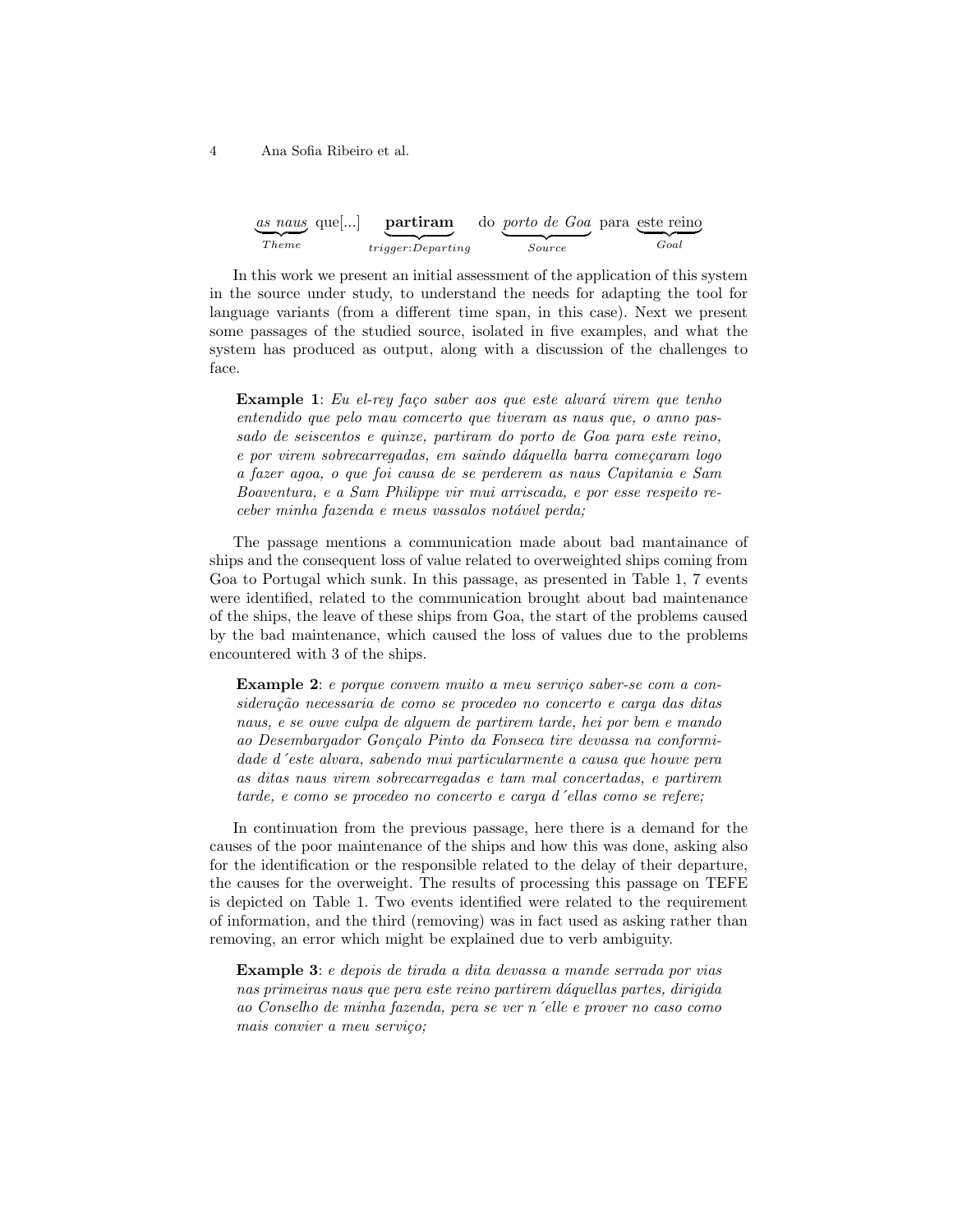$\underbrace{\textit{as naus}}_{\textit{Theme}}$ que[...] $\underbrace{\textbf{partiram}}_{\textit{trigger:Departing}}$ do $\underbrace{\textit{porto de Goa}}_{\textit{Source}}$ para $\underbrace{\text{este reino}}_{\textit{Goal}}$

In this work we present an initial assessment of the application of this system in the source under study, to understand the needs for adapting the tool for language variants (from a different time span, in this case). Next we present some passages of the studied source, isolated in five examples, and what the system has produced as output, along with a discussion of the challenges to face.

> **Example 1**: *Eu el-rey faço saber aos que este alvará virem que tenho entendido que pelo mau comcerto que tiveram as naus que, o anno passado de seiscentos e quinze, partiram do porto de Goa para este reino, e por virem sobrecarregadas, em saindo dáquella barra começaram logo a fazer agoa, o que foi causa de se perderem as naus Capitania e Sam Boaventura, e a Sam Philippe vir mui arriscada, e por esse respeito receber minha fazenda e meus vassalos notável perda;*

The passage mentions a communication made about bad mantainance of ships and the consequent loss of value related to overweighted ships coming from Goa to Portugal which sunk. In this passage, as presented in Table 1, 7 events were identified, related to the communication brought about bad maintenance of the ships, the leave of these ships from Goa, the start of the problems caused by the bad maintenance, which caused the loss of values due to the problems encountered with 3 of the ships.

> **Example 2**: *e porque convem muito a meu serviço saber-se com a consideração necessaria de como se procedeo no concerto e carga das ditas naus, e se ouve culpa de alguem de partirem tarde, hei por bem e mando ao Desembargador Gonçalo Pinto da Fonseca tire devassa na conformidade d´este alvara, sabendo mui particularmente a causa que houve pera as ditas naus virem sobrecarregadas e tam mal concertadas, e partirem tarde, e como se procedeo no concerto e carga d´ellas como se refere;*

In continuation from the previous passage, here there is a demand for the causes of the poor maintenance of the ships and how this was done, asking also for the identification or the responsible related to the delay of their departure, the causes for the overweight. The results of processing this passage on TEFE is depicted on Table 1. Two events identified were related to the requirement of information, and the third (removing) was in fact used as asking rather than removing, an error which might be explained due to verb ambiguity.

> **Example 3**: *e depois de tirada a dita devassa a mande serrada por vias nas primeiras naus que pera este reino partirem dáquellas partes, dirigida ao Conselho de minha fazenda, pera se ver n´elle e prover no caso como mais convier a meu serviço;*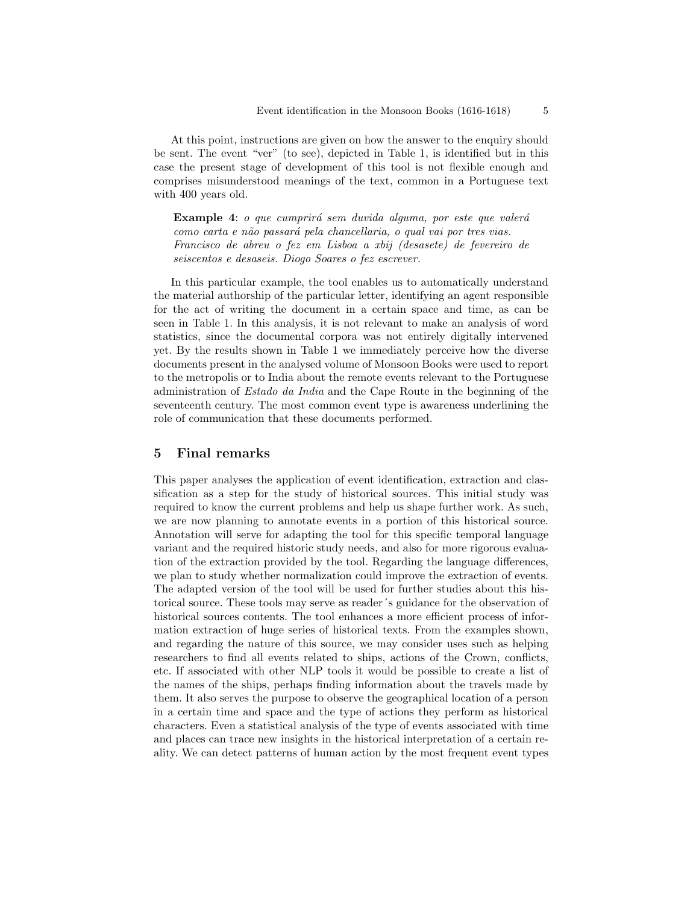At this point, instructions are given on how the answer to the enquiry should be sent. The event "ver" (to see), depicted in Table 1, is identified but in this case the present stage of development of this tool is not flexible enough and comprises misunderstood meanings of the text, common in a Portuguese text with 400 years old.

> **Example 4**: *o que cumprirá sem duvida alguma, por este que valerá como carta e não passará pela chancellaria, o qual vai por tres vias. Francisco de abreu o fez em Lisboa a xbij (desasete) de fevereiro de seiscentos e desaseis. Diogo Soares o fez escrever.*

In this particular example, the tool enables us to automatically understand the material authorship of the particular letter, identifying an agent responsible for the act of writing the document in a certain space and time, as can be seen in Table 1. In this analysis, it is not relevant to make an analysis of word statistics, since the documental corpora was not entirely digitally intervened yet. By the results shown in Table 1 we immediately perceive how the diverse documents present in the analysed volume of Monsoon Books were used to report to the metropolis or to India about the remote events relevant to the Portuguese administration of *Estado da India* and the Cape Route in the beginning of the seventeenth century. The most common event type is awareness underlining the role of communication that these documents performed.

## 5 Final remarks

This paper analyses the application of event identification, extraction and classification as a step for the study of historical sources. This initial study was required to know the current problems and help us shape further work. As such, we are now planning to annotate events in a portion of this historical source. Annotation will serve for adapting the tool for this specific temporal language variant and the required historic study needs, and also for more rigorous evaluation of the extraction provided by the tool. Regarding the language differences, we plan to study whether normalization could improve the extraction of events. The adapted version of the tool will be used for further studies about this historical source. These tools may serve as reader´s guidance for the observation of historical sources contents. The tool enhances a more efficient process of information extraction of huge series of historical texts. From the examples shown, and regarding the nature of this source, we may consider uses such as helping researchers to find all events related to ships, actions of the Crown, conflicts, etc. If associated with other NLP tools it would be possible to create a list of the names of the ships, perhaps finding information about the travels made by them. It also serves the purpose to observe the geographical location of a person in a certain time and space and the type of actions they perform as historical characters. Even a statistical analysis of the type of events associated with time and places can trace new insights in the historical interpretation of a certain reality. We can detect patterns of human action by the most frequent event types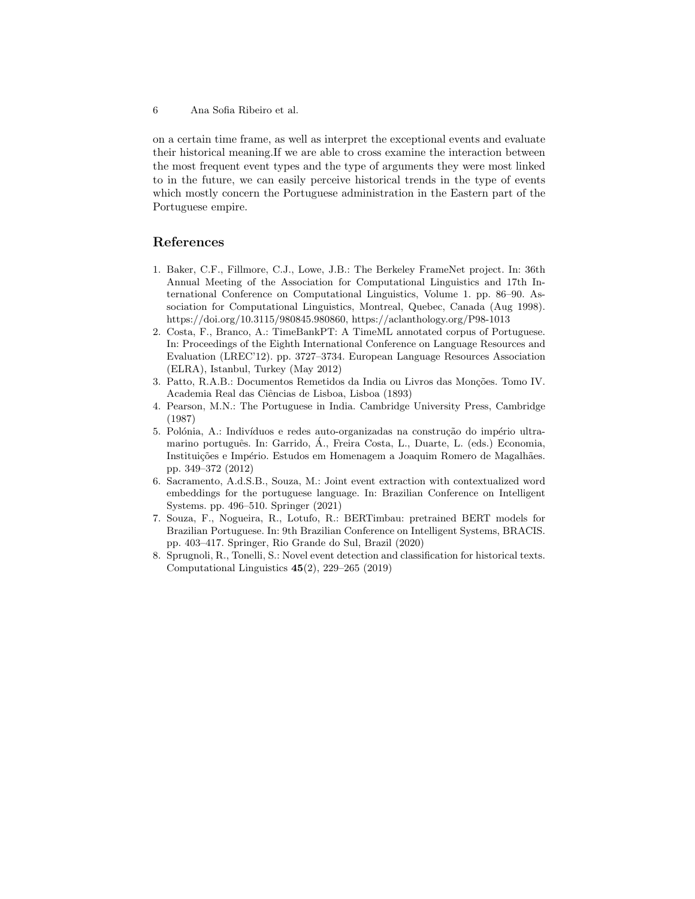on a certain time frame, as well as interpret the exceptional events and evaluate their historical meaning.If we are able to cross examine the interaction between the most frequent event types and the type of arguments they were most linked to in the future, we can easily perceive historical trends in the type of events which mostly concern the Portuguese administration in the Eastern part of the Portuguese empire.

## References

1. Baker, C.F., Fillmore, C.J., Lowe, J.B.: The Berkeley FrameNet project. In: 36th Annual Meeting of the Association for Computational Linguistics and 17th International Conference on Computational Linguistics, Volume 1. pp. 86–90. Association for Computational Linguistics, Montreal, Quebec, Canada (Aug 1998). https://doi.org/10.3115/980845.980860, https://aclanthology.org/P98-1013
2. Costa, F., Branco, A.: TimeBankPT: A TimeML annotated corpus of Portuguese. In: Proceedings of the Eighth International Conference on Language Resources and Evaluation (LREC'12). pp. 3727–3734. European Language Resources Association (ELRA), Istanbul, Turkey (May 2012)
3. Patto, R.A.B.: Documentos Remetidos da India ou Livros das Monções. Tomo IV. Academia Real das Ciências de Lisboa, Lisboa (1893)
4. Pearson, M.N.: The Portuguese in India. Cambridge University Press, Cambridge (1987)
5. Polónia, A.: Indivíduos e redes auto-organizadas na construção do império ultramarino português. In: Garrido, Á., Freira Costa, L., Duarte, L. (eds.) Economia, Instituições e Império. Estudos em Homenagem a Joaquim Romero de Magalhães. pp. 349–372 (2012)
6. Sacramento, A.d.S.B., Souza, M.: Joint event extraction with contextualized word embeddings for the portuguese language. In: Brazilian Conference on Intelligent Systems. pp. 496–510. Springer (2021)
7. Souza, F., Nogueira, R., Lotufo, R.: BERTimbau: pretrained BERT models for Brazilian Portuguese. In: 9th Brazilian Conference on Intelligent Systems, BRACIS. pp. 403–417. Springer, Rio Grande do Sul, Brazil (2020)
8. Sprugnoli, R., Tonelli, S.: Novel event detection and classification for historical texts. Computational Linguistics **45**(2), 229–265 (2019)